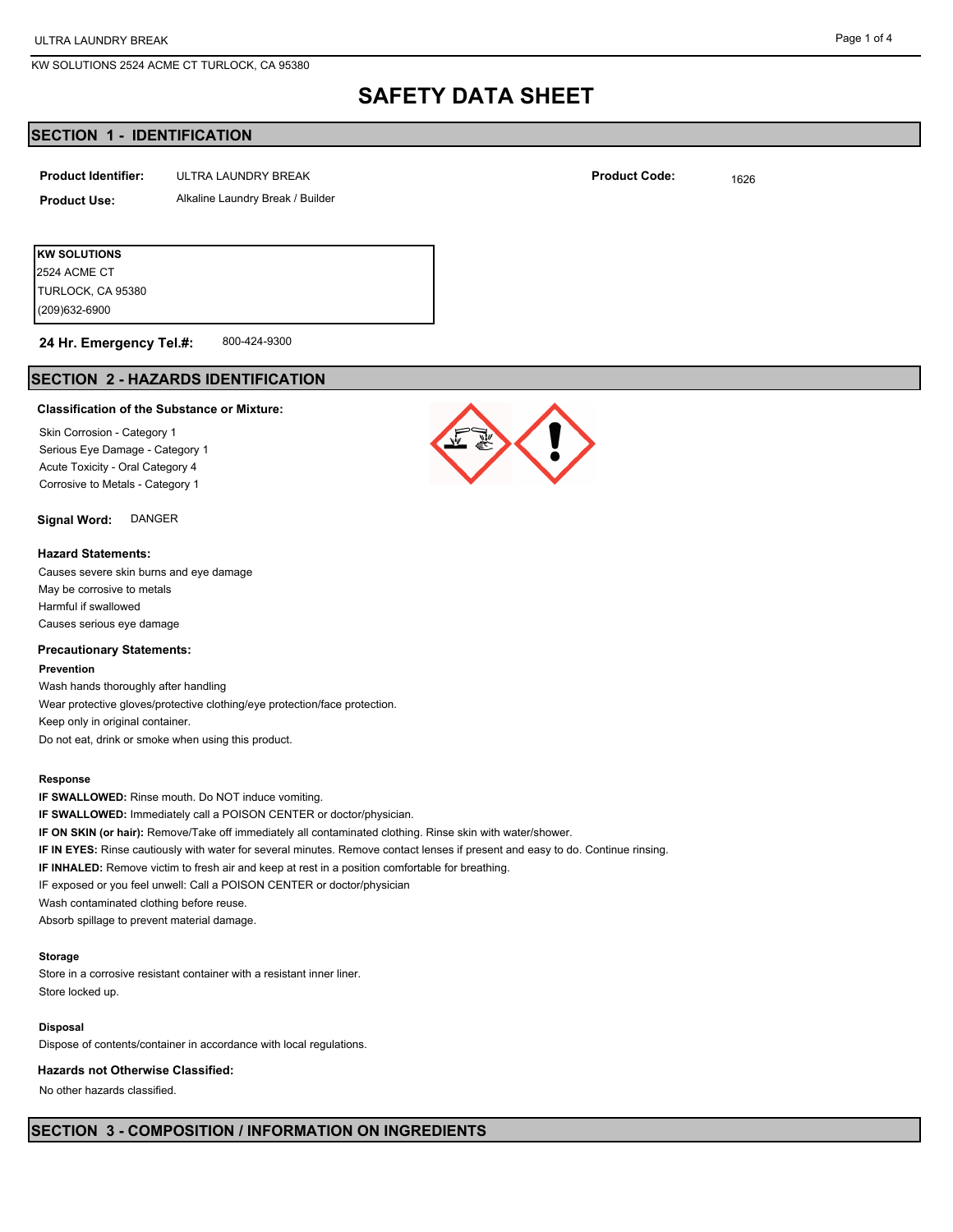# SAFETY DATA SHEET

## SECTION 1 - IDENTIFICATION

**Product Identifier:** ULTRA LAUNDRY BREAK

**Product Code:** 1626

**Product Use:** Alkaline Laundry Break / Builder

**KW SOLUTIONS**
2524 ACME CT
TURLOCK, CA 95380
(209)632-6900

**24 Hr. Emergency Tel.#:** 800-424-9300

## SECTION 2 - HAZARDS IDENTIFICATION

**Classification of the Substance or Mixture:**

Skin Corrosion - Category 1
Serious Eye Damage - Category 1
Acute Toxicity - Oral Category 4
Corrosive to Metals - Category 1

**Signal Word:** DANGER

**Hazard Statements:**

Causes severe skin burns and eye damage
May be corrosive to metals
Harmful if swallowed
Causes serious eye damage

**Precautionary Statements:**

**Prevention**

Wash hands thoroughly after handling
Wear protective gloves/protective clothing/eye protection/face protection.
Keep only in original container.
Do not eat, drink or smoke when using this product.

**Response**

**IF SWALLOWED:** Rinse mouth. Do NOT induce vomiting.
**IF SWALLOWED:** Immediately call a POISON CENTER or doctor/physician.
**IF ON SKIN (or hair):** Remove/Take off immediately all contaminated clothing. Rinse skin with water/shower.
**IF IN EYES:** Rinse cautiously with water for several minutes. Remove contact lenses if present and easy to do. Continue rinsing.
**IF INHALED:** Remove victim to fresh air and keep at rest in a position comfortable for breathing.
IF exposed or you feel unwell: Call a POISON CENTER or doctor/physician
Wash contaminated clothing before reuse.
Absorb spillage to prevent material damage.

**Storage**

Store in a corrosive resistant container with a resistant inner liner.
Store locked up.

**Disposal**

Dispose of contents/container in accordance with local regulations.

**Hazards not Otherwise Classified:**

No other hazards classified.

## SECTION 3 - COMPOSITION / INFORMATION ON INGREDIENTS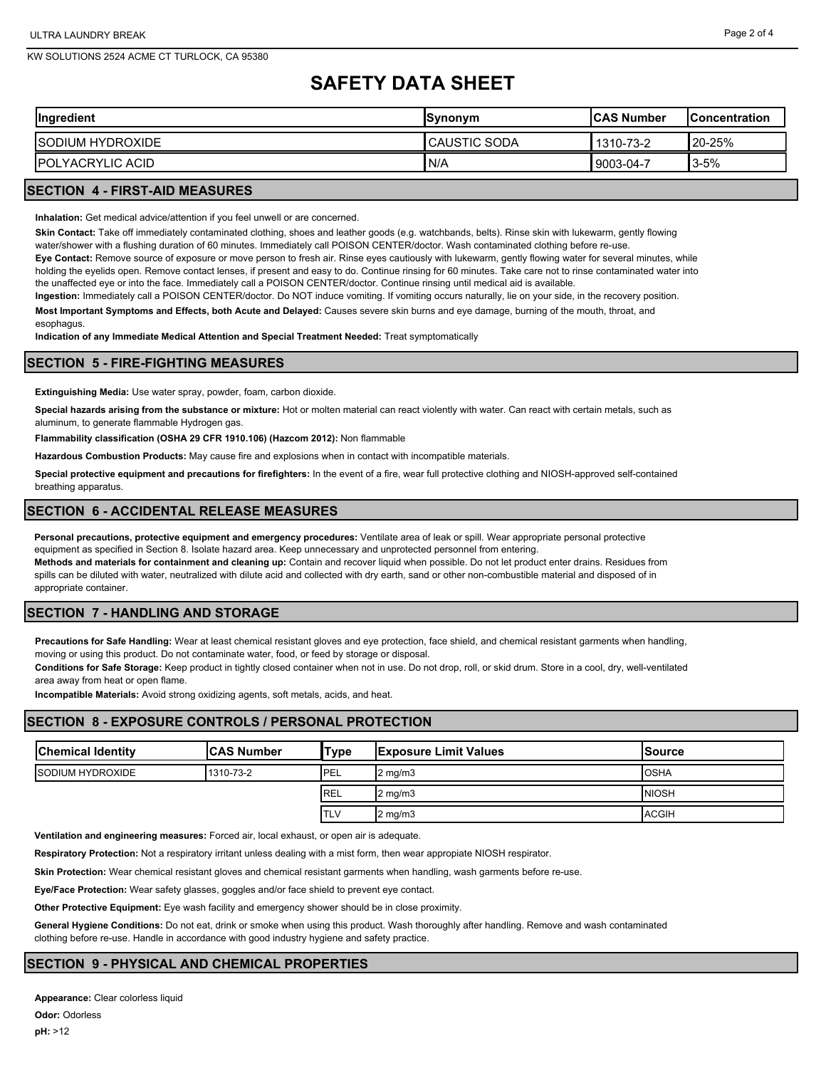# SAFETY DATA SHEET

| Ingredient | Synonym | CAS Number | Concentration |
|---|---|---|---|
| SODIUM HYDROXIDE | CAUSTIC SODA | 1310-73-2 | 20-25% |
| POLYACRYLIC ACID | N/A | 9003-04-7 | 3-5% |

## SECTION 4 - FIRST-AID MEASURES

**Inhalation:** Get medical advice/attention if you feel unwell or are concerned.

**Skin Contact:** Take off immediately contaminated clothing, shoes and leather goods (e.g. watchbands, belts). Rinse skin with lukewarm, gently flowing water/shower with a flushing duration of 60 minutes. Immediately call POISON CENTER/doctor. Wash contaminated clothing before re-use.

**Eye Contact:** Remove source of exposure or move person to fresh air. Rinse eyes cautiously with lukewarm, gently flowing water for several minutes, while holding the eyelids open. Remove contact lenses, if present and easy to do. Continue rinsing for 60 minutes. Take care not to rinse contaminated water into the unaffected eye or into the face. Immediately call a POISON CENTER/doctor. Continue rinsing until medical aid is available.

**Ingestion:** Immediately call a POISON CENTER/doctor. Do NOT induce vomiting. If vomiting occurs naturally, lie on your side, in the recovery position.

**Most Important Symptoms and Effects, both Acute and Delayed:** Causes severe skin burns and eye damage, burning of the mouth, throat, and esophagus.

**Indication of any Immediate Medical Attention and Special Treatment Needed:** Treat symptomatically

## SECTION 5 - FIRE-FIGHTING MEASURES

**Extinguishing Media:** Use water spray, powder, foam, carbon dioxide.

**Special hazards arising from the substance or mixture:** Hot or molten material can react violently with water. Can react with certain metals, such as aluminum, to generate flammable Hydrogen gas.

**Flammability classification (OSHA 29 CFR 1910.106) (Hazcom 2012):** Non flammable

**Hazardous Combustion Products:** May cause fire and explosions when in contact with incompatible materials.

**Special protective equipment and precautions for firefighters:** In the event of a fire, wear full protective clothing and NIOSH-approved self-contained breathing apparatus.

## SECTION 6 - ACCIDENTAL RELEASE MEASURES

**Personal precautions, protective equipment and emergency procedures:** Ventilate area of leak or spill. Wear appropriate personal protective equipment as specified in Section 8. Isolate hazard area. Keep unnecessary and unprotected personnel from entering.

**Methods and materials for containment and cleaning up:** Contain and recover liquid when possible. Do not let product enter drains. Residues from spills can be diluted with water, neutralized with dilute acid and collected with dry earth, sand or other non-combustible material and disposed of in appropriate container.

## SECTION 7 - HANDLING AND STORAGE

**Precautions for Safe Handling:** Wear at least chemical resistant gloves and eye protection, face shield, and chemical resistant garments when handling, moving or using this product. Do not contaminate water, food, or feed by storage or disposal.

**Conditions for Safe Storage:** Keep product in tightly closed container when not in use. Do not drop, roll, or skid drum. Store in a cool, dry, well-ventilated area away from heat or open flame.

**Incompatible Materials:** Avoid strong oxidizing agents, soft metals, acids, and heat.

## SECTION 8 - EXPOSURE CONTROLS / PERSONAL PROTECTION

| Chemical Identity | CAS Number | Type | Exposure Limit Values | Source |
|---|---|---|---|---|
| SODIUM HYDROXIDE | 1310-73-2 | PEL | 2 mg/m3 | OSHA |
| | | REL | 2 mg/m3 | NIOSH |
| | | TLV | 2 mg/m3 | ACGIH |

**Ventilation and engineering measures:** Forced air, local exhaust, or open air is adequate.

**Respiratory Protection:** Not a respiratory irritant unless dealing with a mist form, then wear appropiate NIOSH respirator.

**Skin Protection:** Wear chemical resistant gloves and chemical resistant garments when handling, wash garments before re-use.

**Eye/Face Protection:** Wear safety glasses, goggles and/or face shield to prevent eye contact.

**Other Protective Equipment:** Eye wash facility and emergency shower should be in close proximity.

**General Hygiene Conditions:** Do not eat, drink or smoke when using this product. Wash thoroughly after handling. Remove and wash contaminated clothing before re-use. Handle in accordance with good industry hygiene and safety practice.

## SECTION 9 - PHYSICAL AND CHEMICAL PROPERTIES

**Appearance:** Clear colorless liquid

**Odor:** Odorless

**pH:** >12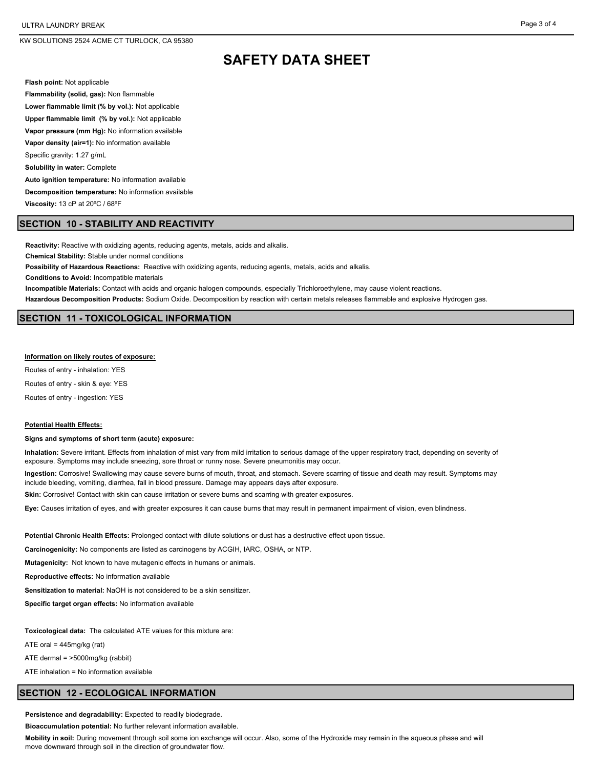# SAFETY DATA SHEET

**Flash point:** Not applicable

**Flammability (solid, gas):** Non flammable

**Lower flammable limit (% by vol.):** Not applicable

**Upper flammable limit (% by vol.):** Not applicable

**Vapor pressure (mm Hg):** No information available

**Vapor density (air=1):** No information available

Specific gravity: 1.27 g/mL

**Solubility in water:** Complete

**Auto ignition temperature:** No information available

**Decomposition temperature:** No information available

**Viscosity:** 13 cP at 20ºC / 68ºF

## SECTION 10 - STABILITY AND REACTIVITY

**Reactivity:** Reactive with oxidizing agents, reducing agents, metals, acids and alkalis.

**Chemical Stability:** Stable under normal conditions

**Possibility of Hazardous Reactions:** Reactive with oxidizing agents, reducing agents, metals, acids and alkalis.

**Conditions to Avoid:** Incompatible materials

**Incompatible Materials:** Contact with acids and organic halogen compounds, especially Trichloroethylene, may cause violent reactions.

**Hazardous Decomposition Products:** Sodium Oxide. Decomposition by reaction with certain metals releases flammable and explosive Hydrogen gas.

## SECTION 11 - TOXICOLOGICAL INFORMATION

**Information on likely routes of exposure:**

Routes of entry - inhalation: YES

Routes of entry - skin & eye: YES

Routes of entry - ingestion: YES

**Potential Health Effects:**

**Signs and symptoms of short term (acute) exposure:**

**Inhalation:** Severe irritant. Effects from inhalation of mist vary from mild irritation to serious damage of the upper respiratory tract, depending on severity of exposure. Symptoms may include sneezing, sore throat or runny nose. Severe pneumonitis may occur.

**Ingestion:** Corrosive! Swallowing may cause severe burns of mouth, throat, and stomach. Severe scarring of tissue and death may result. Symptoms may include bleeding, vomiting, diarrhea, fall in blood pressure. Damage may appears days after exposure.

**Skin:** Corrosive! Contact with skin can cause irritation or severe burns and scarring with greater exposures.

**Eye:** Causes irritation of eyes, and with greater exposures it can cause burns that may result in permanent impairment of vision, even blindness.

**Potential Chronic Health Effects:** Prolonged contact with dilute solutions or dust has a destructive effect upon tissue.

**Carcinogenicity:** No components are listed as carcinogens by ACGIH, IARC, OSHA, or NTP.

**Mutagenicity:** Not known to have mutagenic effects in humans or animals.

**Reproductive effects:** No information available

**Sensitization to material:** NaOH is not considered to be a skin sensitizer.

**Specific target organ effects:** No information available

**Toxicological data:** The calculated ATE values for this mixture are:

ATE oral = 445mg/kg (rat)

ATE dermal = >5000mg/kg (rabbit)

ATE inhalation = No information available

## SECTION 12 - ECOLOGICAL INFORMATION

**Persistence and degradability:** Expected to readily biodegrade.

**Bioaccumulation potential:** No further relevant information available.

**Mobility in soil:** During movement through soil some ion exchange will occur. Also, some of the Hydroxide may remain in the aqueous phase and will move downward through soil in the direction of groundwater flow.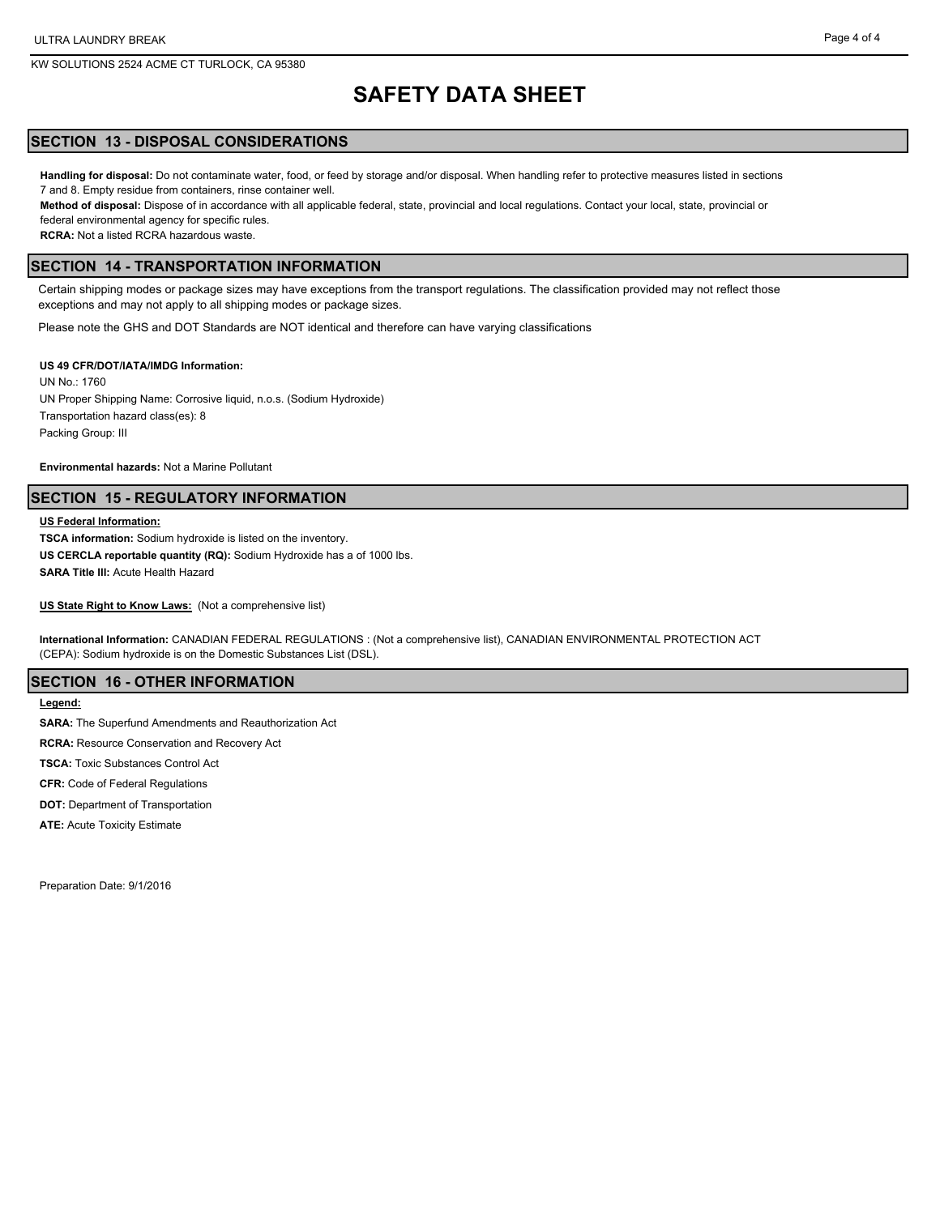# SAFETY DATA SHEET

## SECTION 13 - DISPOSAL CONSIDERATIONS

**Handling for disposal:** Do not contaminate water, food, or feed by storage and/or disposal. When handling refer to protective measures listed in sections 7 and 8. Empty residue from containers, rinse container well.

**Method of disposal:** Dispose of in accordance with all applicable federal, state, provincial and local regulations. Contact your local, state, provincial or federal environmental agency for specific rules.

**RCRA:** Not a listed RCRA hazardous waste.

## SECTION 14 - TRANSPORTATION INFORMATION

Certain shipping modes or package sizes may have exceptions from the transport regulations. The classification provided may not reflect those exceptions and may not apply to all shipping modes or package sizes.

Please note the GHS and DOT Standards are NOT identical and therefore can have varying classifications

**US 49 CFR/DOT/IATA/IMDG Information:**

UN No.: 1760

UN Proper Shipping Name: Corrosive liquid, n.o.s. (Sodium Hydroxide)

Transportation hazard class(es): 8

Packing Group: III

**Environmental hazards:** Not a Marine Pollutant

## SECTION 15 - REGULATORY INFORMATION

**US Federal Information:**

**TSCA information:** Sodium hydroxide is listed on the inventory.

**US CERCLA reportable quantity (RQ):** Sodium Hydroxide has a of 1000 lbs.

**SARA Title III:** Acute Health Hazard

**US State Right to Know Laws:** (Not a comprehensive list)

**International Information:** CANADIAN FEDERAL REGULATIONS : (Not a comprehensive list), CANADIAN ENVIRONMENTAL PROTECTION ACT (CEPA): Sodium hydroxide is on the Domestic Substances List (DSL).

## SECTION 16 - OTHER INFORMATION

**Legend:**

**SARA:** The Superfund Amendments and Reauthorization Act

**RCRA:** Resource Conservation and Recovery Act

**TSCA:** Toxic Substances Control Act

**CFR:** Code of Federal Regulations

**DOT:** Department of Transportation

**ATE:** Acute Toxicity Estimate

Preparation Date: 9/1/2016